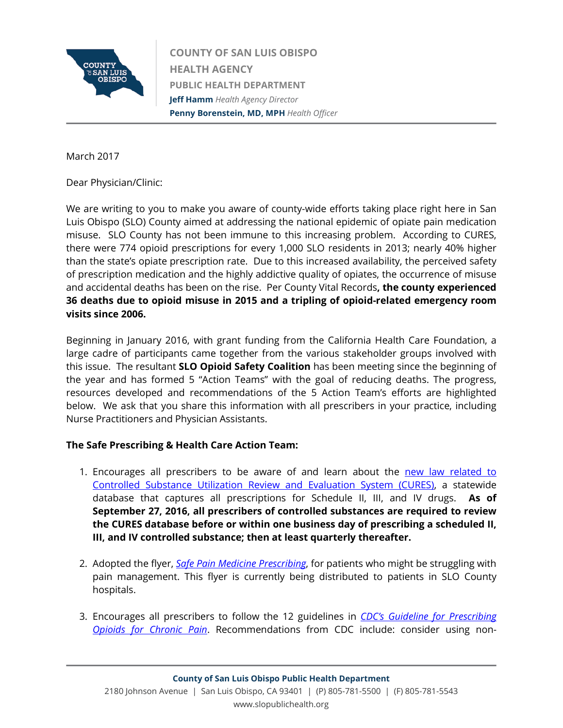COUNTY OF SAN LUIS OBISPO
HEALTH AGENCY
PUBLIC HEALTH DEPARTMENT
**Jeff Hamm** *Health Agency Director*
**Penny Borenstein, MD, MPH** *Health Officer*

March 2017

Dear Physician/Clinic:

We are writing to you to make you aware of county-wide efforts taking place right here in San Luis Obispo (SLO) County aimed at addressing the national epidemic of opiate pain medication misuse. SLO County has not been immune to this increasing problem. According to CURES, there were 774 opioid prescriptions for every 1,000 SLO residents in 2013; nearly 40% higher than the state's opiate prescription rate. Due to this increased availability, the perceived safety of prescription medication and the highly addictive quality of opiates, the occurrence of misuse and accidental deaths has been on the rise. Per County Vital Records**, the county experienced 36 deaths due to opioid misuse in 2015 and a tripling of opioid-related emergency room visits since 2006.**

Beginning in January 2016, with grant funding from the California Health Care Foundation, a large cadre of participants came together from the various stakeholder groups involved with this issue. The resultant **SLO Opioid Safety Coalition** has been meeting since the beginning of the year and has formed 5 "Action Teams" with the goal of reducing deaths. The progress, resources developed and recommendations of the 5 Action Team's efforts are highlighted below. We ask that you share this information with all prescribers in your practice, including Nurse Practitioners and Physician Assistants.

**The Safe Prescribing & Health Care Action Team:**

1. Encourages all prescribers to be aware of and learn about the new law related to Controlled Substance Utilization Review and Evaluation System (CURES), a statewide database that captures all prescriptions for Schedule II, III, and IV drugs. **As of September 27, 2016, all prescribers of controlled substances are required to review the CURES database before or within one business day of prescribing a scheduled II, III, and IV controlled substance; then at least quarterly thereafter.**

2. Adopted the flyer, *Safe Pain Medicine Prescribing*, for patients who might be struggling with pain management. This flyer is currently being distributed to patients in SLO County hospitals.

3. Encourages all prescribers to follow the 12 guidelines in *CDC's Guideline for Prescribing Opioids for Chronic Pain*. Recommendations from CDC include: consider using non-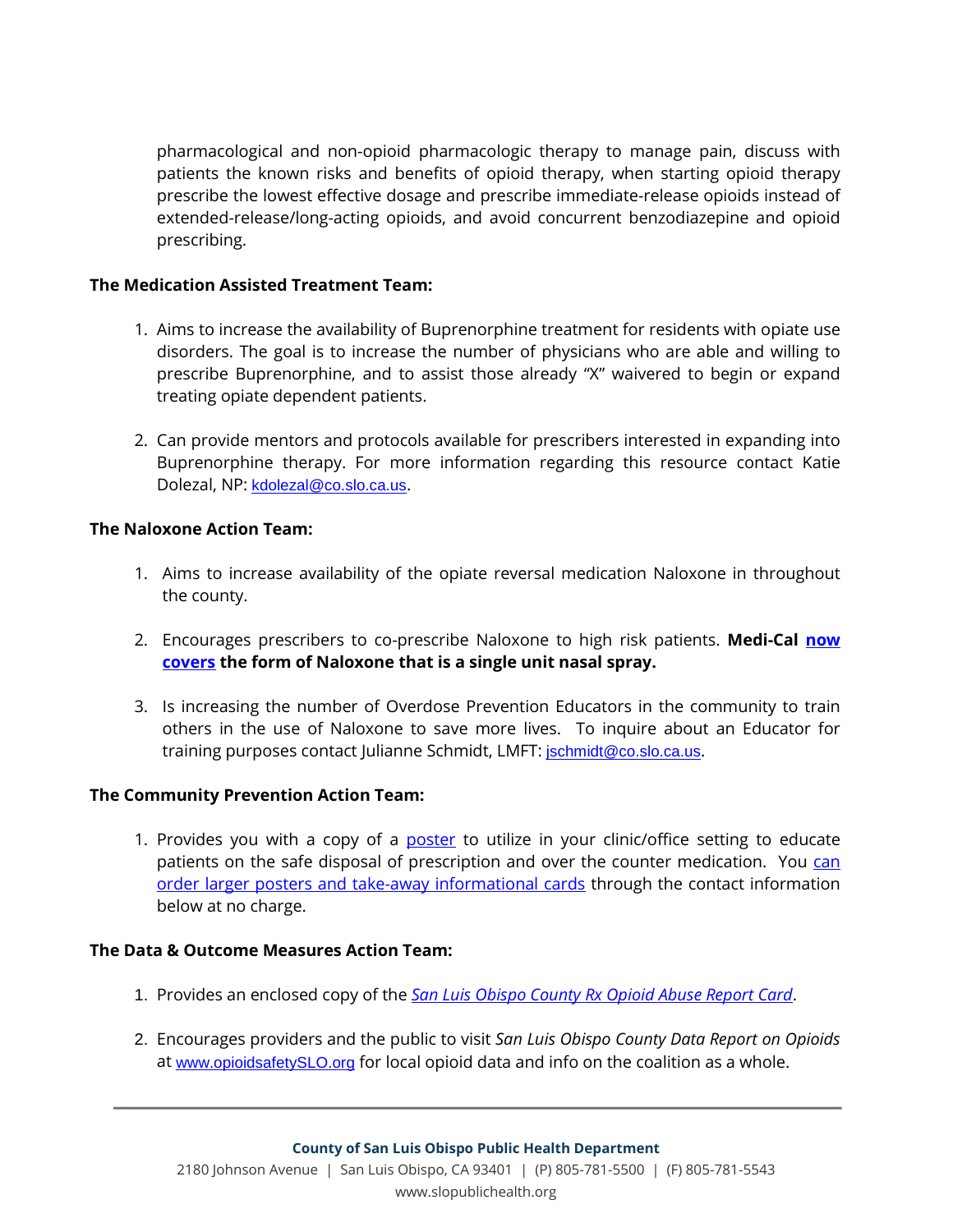pharmacological and non-opioid pharmacologic therapy to manage pain, discuss with patients the known risks and benefits of opioid therapy, when starting opioid therapy prescribe the lowest effective dosage and prescribe immediate-release opioids instead of extended-release/long-acting opioids, and avoid concurrent benzodiazepine and opioid prescribing.

**The Medication Assisted Treatment Team:**

1. Aims to increase the availability of Buprenorphine treatment for residents with opiate use disorders. The goal is to increase the number of physicians who are able and willing to prescribe Buprenorphine, and to assist those already "X" waivered to begin or expand treating opiate dependent patients.

2. Can provide mentors and protocols available for prescribers interested in expanding into Buprenorphine therapy. For more information regarding this resource contact Katie Dolezal, NP: kdolezal@co.slo.ca.us.

**The Naloxone Action Team:**

1. Aims to increase availability of the opiate reversal medication Naloxone in throughout the county.

2. Encourages prescribers to co-prescribe Naloxone to high risk patients. **Medi-Cal now covers the form of Naloxone that is a single unit nasal spray.**

3. Is increasing the number of Overdose Prevention Educators in the community to train others in the use of Naloxone to save more lives. To inquire about an Educator for training purposes contact Julianne Schmidt, LMFT: jschmidt@co.slo.ca.us.

**The Community Prevention Action Team:**

1. Provides you with a copy of a poster to utilize in your clinic/office setting to educate patients on the safe disposal of prescription and over the counter medication. You can order larger posters and take-away informational cards through the contact information below at no charge.

**The Data & Outcome Measures Action Team:**

1. Provides an enclosed copy of the *San Luis Obispo County Rx Opioid Abuse Report Card*.

2. Encourages providers and the public to visit *San Luis Obispo County Data Report on Opioids* at www.opioidsafetySLO.org for local opioid data and info on the coalition as a whole.

**County of San Luis Obispo Public Health Department**
2180 Johnson Avenue | San Luis Obispo, CA 93401 | (P) 805-781-5500 | (F) 805-781-5543
www.slopublichealth.org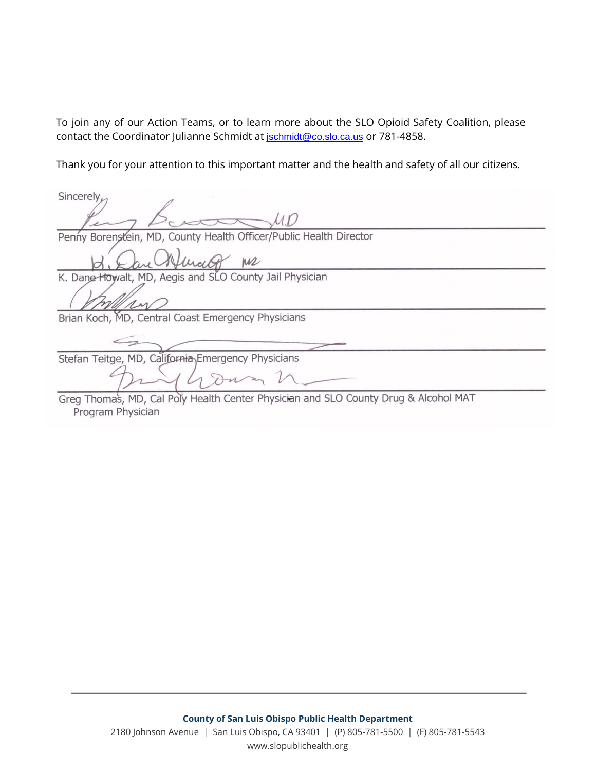To join any of our Action Teams, or to learn more about the SLO Opioid Safety Coalition, please contact the Coordinator Julianne Schmidt at jschmidt@co.slo.ca.us or 781-4858.

Thank you for your attention to this important matter and the health and safety of all our citizens.

Sincerely,

Penny Borenstein, MD, County Health Officer/Public Health Director

K. Dane Howalt, MD, Aegis and SLO County Jail Physician

Brian Koch, MD, Central Coast Emergency Physicians

Stefan Teitge, MD, California Emergency Physicians

Greg Thomas, MD, Cal Poly Health Center Physician and SLO County Drug & Alcohol MAT Program Physician

**County of San Luis Obispo Public Health Department**

2180 Johnson Avenue | San Luis Obispo, CA 93401 | (P) 805-781-5500 | (F) 805-781-5543

www.slopublichealth.org